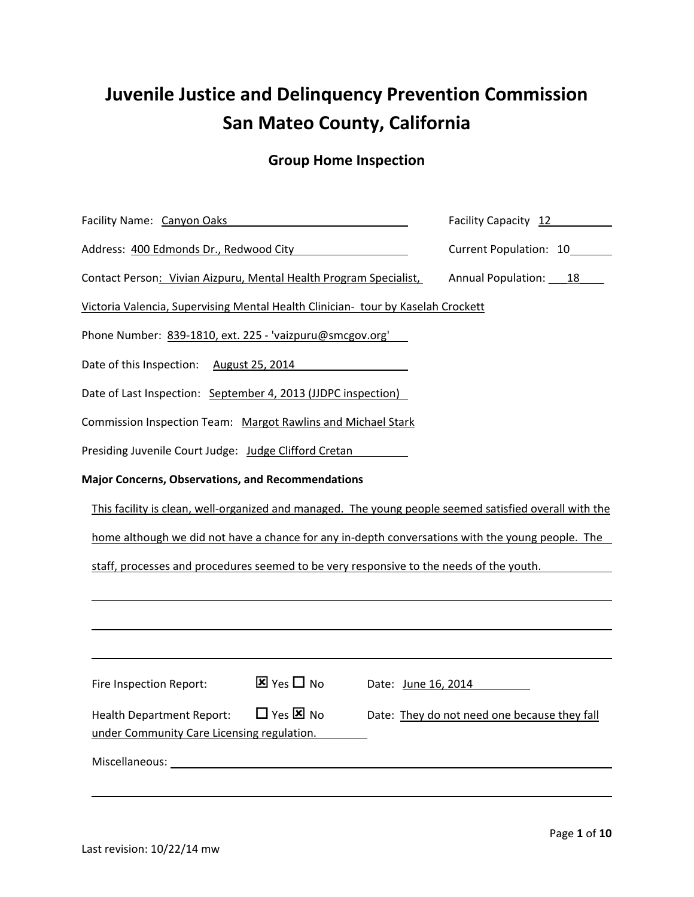# Juvenile Justice and Delinquency Prevention Commission
# San Mateo County, California

## Group Home Inspection

Facility Name: Canyon Oaks

Facility Capacity: 12

Address: 400 Edmonds Dr., Redwood City

Current Population: 10

Contact Person: Vivian Aizpuru, Mental Health Program Specialist, Victoria Valencia, Supervising Mental Health Clinician- tour by Kaselah Crockett

Annual Population: 18

Phone Number: 839-1810, ext. 225 - 'vaizpuru@smcgov.org'

Date of this Inspection: August 25, 2014

Date of Last Inspection: September 4, 2013 (JJDPC inspection)

Commission Inspection Team: Margot Rawlins and Michael Stark

Presiding Juvenile Court Judge: Judge Clifford Cretan

**Major Concerns, Observations, and Recommendations**

This facility is clean, well-organized and managed. The young people seemed satisfied overall with the home although we did not have a chance for any in-depth conversations with the young people. The staff, processes and procedures seemed to be very responsive to the needs of the youth.

Fire Inspection Report: ☒ Yes ☐ No Date: June 16, 2014

Health Department Report: ☐ Yes ☒ No Date: They do not need one because they fall under Community Care Licensing regulation.

Miscellaneous:

Last revision: 10/22/14 mw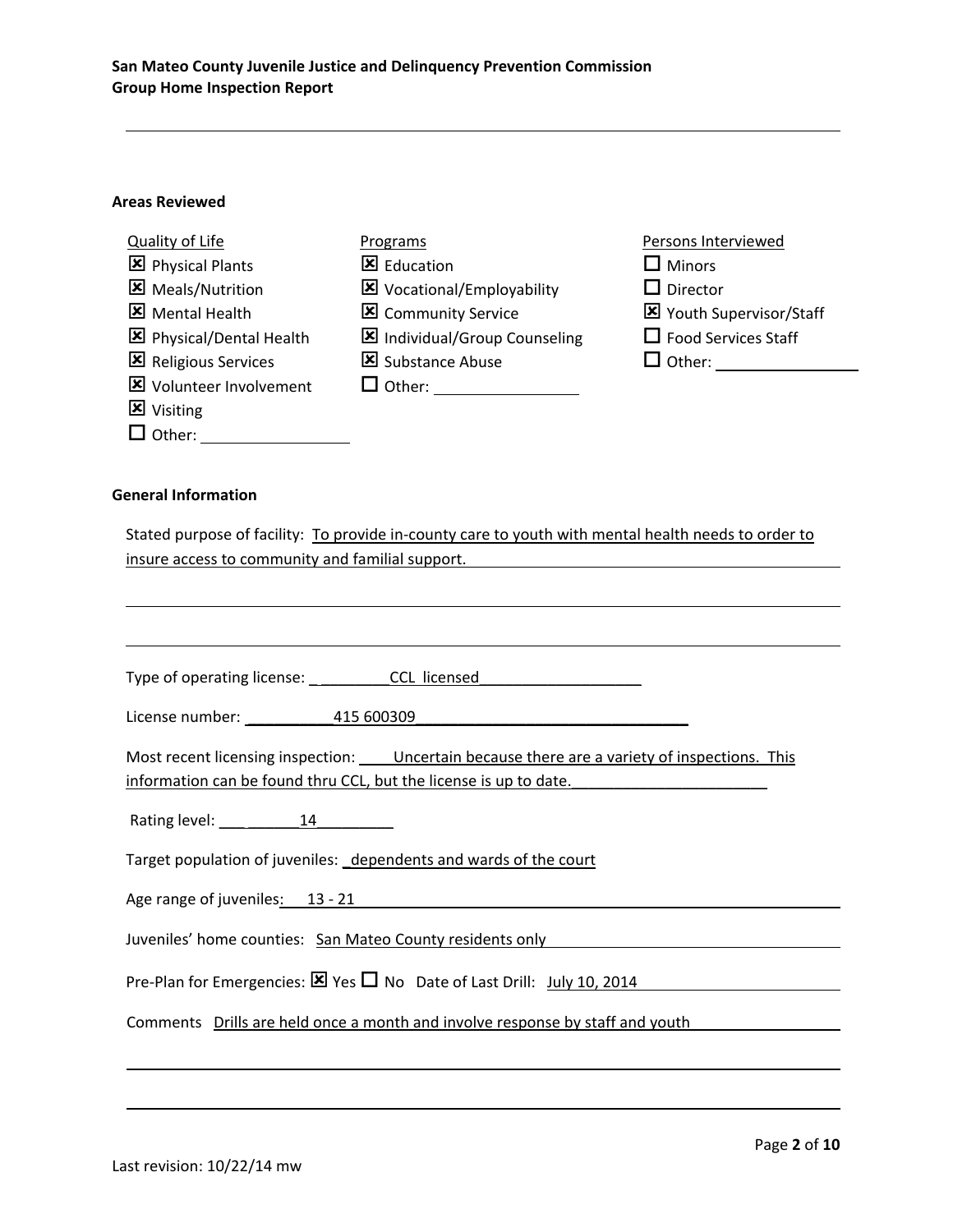## Areas Reviewed

| Quality of Life | Programs | Persons Interviewed |
|---|---|---|
| ☒ Physical Plants | ☒ Education | ☐ Minors |
| ☒ Meals/Nutrition | ☒ Vocational/Employability | ☐ Director |
| ☒ Mental Health | ☒ Community Service | ☒ Youth Supervisor/Staff |
| ☒ Physical/Dental Health | ☒ Individual/Group Counseling | ☐ Food Services Staff |
| ☒ Religious Services | ☒ Substance Abuse | ☐ Other: ________ |
| ☒ Volunteer Involvement | ☐ Other: ________ | |
| ☒ Visiting | | |
| ☐ Other: ________ | | |

## General Information

Stated purpose of facility: To provide in-county care to youth with mental health needs to order to insure access to community and familial support.

Type of operating license: CCL licensed

License number: 415 600309

Most recent licensing inspection: Uncertain because there are a variety of inspections. This information can be found thru CCL, but the license is up to date.

Rating level: 14

Target population of juveniles: dependents and wards of the court

Age range of juveniles: 13 - 21

Juveniles' home counties: San Mateo County residents only

Pre-Plan for Emergencies: ☒ Yes ☐ No Date of Last Drill: July 10, 2014

Comments Drills are held once a month and involve response by staff and youth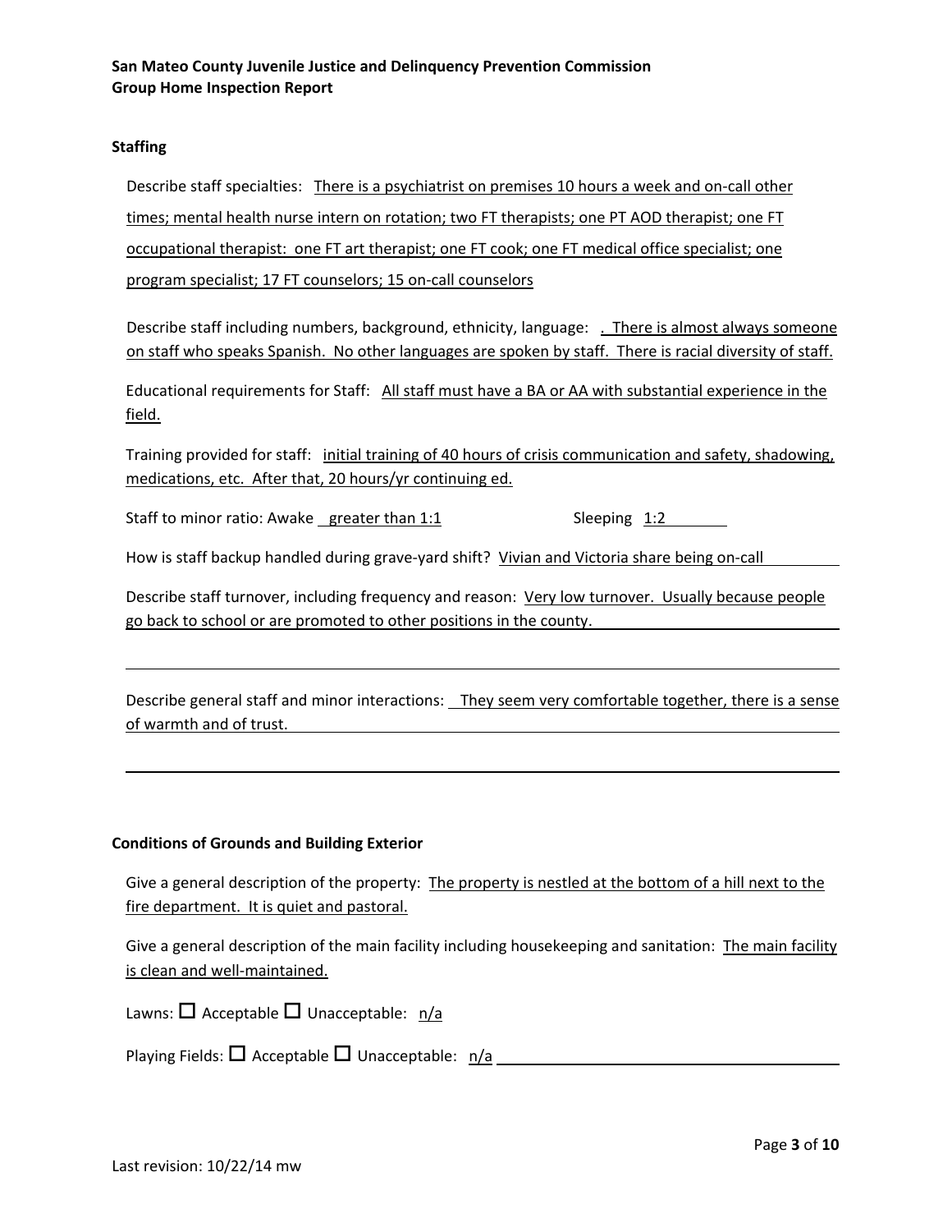**San Mateo County Juvenile Justice and Delinquency Prevention Commission**
**Group Home Inspection Report**

**Staffing**

Describe staff specialties: There is a psychiatrist on premises 10 hours a week and on-call other times; mental health nurse intern on rotation; two FT therapists; one PT AOD therapist; one FT occupational therapist: one FT art therapist; one FT cook; one FT medical office specialist; one program specialist; 17 FT counselors; 15 on-call counselors

Describe staff including numbers, background, ethnicity, language: . There is almost always someone on staff who speaks Spanish. No other languages are spoken by staff. There is racial diversity of staff.

Educational requirements for Staff: All staff must have a BA or AA with substantial experience in the field.

Training provided for staff: initial training of 40 hours of crisis communication and safety, shadowing, medications, etc. After that, 20 hours/yr continuing ed.

Staff to minor ratio: Awake greater than 1:1 Sleeping 1:2

How is staff backup handled during grave-yard shift? Vivian and Victoria share being on-call

Describe staff turnover, including frequency and reason: Very low turnover. Usually because people go back to school or are promoted to other positions in the county.

Describe general staff and minor interactions: They seem very comfortable together, there is a sense of warmth and of trust.

**Conditions of Grounds and Building Exterior**

Give a general description of the property: The property is nestled at the bottom of a hill next to the fire department. It is quiet and pastoral.

Give a general description of the main facility including housekeeping and sanitation: The main facility is clean and well-maintained.

Lawns: ☐ Acceptable ☐ Unacceptable: n/a

Playing Fields: ☐ Acceptable ☐ Unacceptable: n/a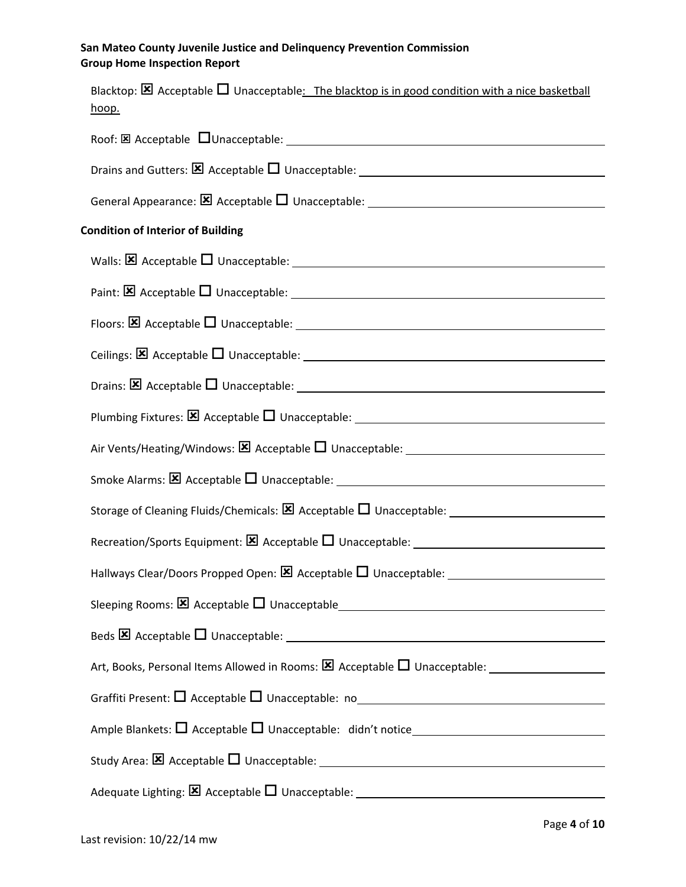Blacktop: ☒ Acceptable ☐ Unacceptable: The blacktop is in good condition with a nice basketball hoop.

Roof: ☒ Acceptable ☐ Unacceptable:

Drains and Gutters: ☒ Acceptable ☐ Unacceptable:

General Appearance: ☒ Acceptable ☐ Unacceptable:

**Condition of Interior of Building**

Walls: ☒ Acceptable ☐ Unacceptable:

Paint: ☒ Acceptable ☐ Unacceptable:

Floors: ☒ Acceptable ☐ Unacceptable:

Ceilings: ☒ Acceptable ☐ Unacceptable:

Drains: ☒ Acceptable ☐ Unacceptable:

Plumbing Fixtures: ☒ Acceptable ☐ Unacceptable:

Air Vents/Heating/Windows: ☒ Acceptable ☐ Unacceptable:

Smoke Alarms: ☒ Acceptable ☐ Unacceptable:

Storage of Cleaning Fluids/Chemicals: ☒ Acceptable ☐ Unacceptable:

Recreation/Sports Equipment: ☒ Acceptable ☐ Unacceptable:

Hallways Clear/Doors Propped Open: ☒ Acceptable ☐ Unacceptable:

Sleeping Rooms: ☒ Acceptable ☐ Unacceptable

Beds ☒ Acceptable ☐ Unacceptable:

Art, Books, Personal Items Allowed in Rooms: ☒ Acceptable ☐ Unacceptable:

Graffiti Present: ☐ Acceptable ☐ Unacceptable: no

Ample Blankets: ☐ Acceptable ☐ Unacceptable: didn't notice

Study Area: ☒ Acceptable ☐ Unacceptable:

Adequate Lighting: ☒ Acceptable ☐ Unacceptable: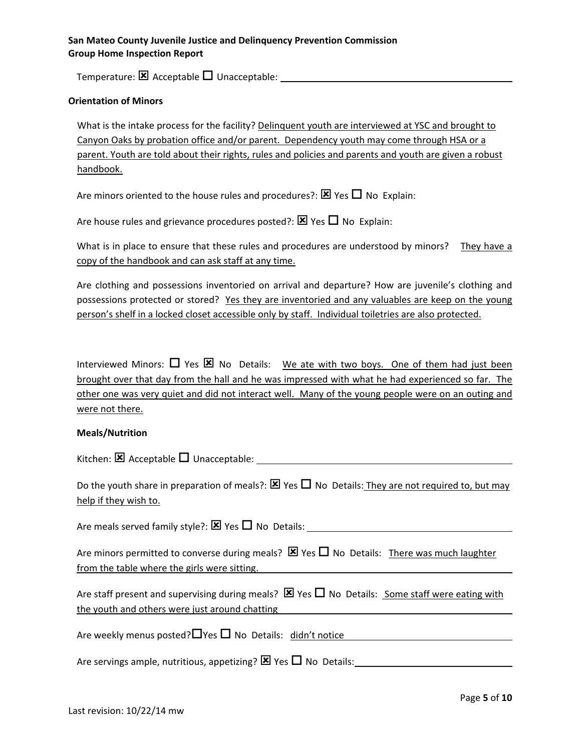Temperature: ☒ Acceptable ☐ Unacceptable:

**Orientation of Minors**

What is the intake process for the facility? Delinquent youth are interviewed at YSC and brought to Canyon Oaks by probation office and/or parent. Dependency youth may come through HSA or a parent. Youth are told about their rights, rules and policies and parents and youth are given a robust handbook.

Are minors oriented to the house rules and procedures?: ☒ Yes ☐ No Explain:

Are house rules and grievance procedures posted?: ☒ Yes ☐ No Explain:

What is in place to ensure that these rules and procedures are understood by minors? They have a copy of the handbook and can ask staff at any time.

Are clothing and possessions inventoried on arrival and departure? How are juvenile's clothing and possessions protected or stored? Yes they are inventoried and any valuables are keep on the young person's shelf in a locked closet accessible only by staff. Individual toiletries are also protected.

Interviewed Minors: ☐ Yes ☒ No Details: We ate with two boys. One of them had just been brought over that day from the hall and he was impressed with what he had experienced so far. The other one was very quiet and did not interact well. Many of the young people were on an outing and were not there.

**Meals/Nutrition**

Kitchen: ☒ Acceptable ☐ Unacceptable:

Do the youth share in preparation of meals?: ☒ Yes ☐ No Details: They are not required to, but may help if they wish to.

Are meals served family style?: ☒ Yes ☐ No Details:

Are minors permitted to converse during meals? ☒ Yes ☐ No Details: There was much laughter from the table where the girls were sitting.

Are staff present and supervising during meals? ☒ Yes ☐ No Details: Some staff were eating with the youth and others were just around chatting

Are weekly menus posted? ☐ Yes ☐ No Details: didn't notice

Are servings ample, nutritious, appetizing? ☒ Yes ☐ No Details: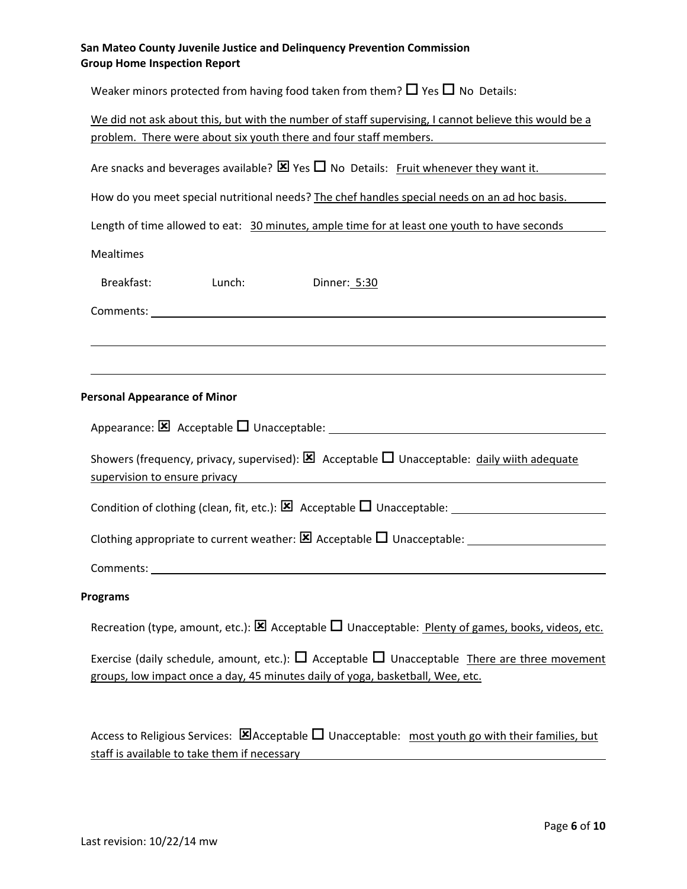Weaker minors protected from having food taken from them? ☐ Yes ☐ No Details:

We did not ask about this, but with the number of staff supervising, I cannot believe this would be a problem. There were about six youth there and four staff members.

Are snacks and beverages available? ☒ Yes ☐ No Details: Fruit whenever they want it.

How do you meet special nutritional needs? The chef handles special needs on an ad hoc basis.

Length of time allowed to eat: 30 minutes, ample time for at least one youth to have seconds

Mealtimes

Breakfast: Lunch: Dinner: 5:30

Comments:

**Personal Appearance of Minor**

Appearance: ☒ Acceptable ☐ Unacceptable:

Showers (frequency, privacy, supervised): ☒ Acceptable ☐ Unacceptable: daily wiith adequate supervision to ensure privacy

Condition of clothing (clean, fit, etc.): ☒ Acceptable ☐ Unacceptable:

Clothing appropriate to current weather: ☒ Acceptable ☐ Unacceptable:

Comments:

**Programs**

Recreation (type, amount, etc.): ☒ Acceptable ☐ Unacceptable: Plenty of games, books, videos, etc.

Exercise (daily schedule, amount, etc.): ☐ Acceptable ☐ Unacceptable There are three movement groups, low impact once a day, 45 minutes daily of yoga, basketball, Wee, etc.

Access to Religious Services: ☒ Acceptable ☐ Unacceptable: most youth go with their families, but staff is available to take them if necessary

Last revision: 10/22/14 mw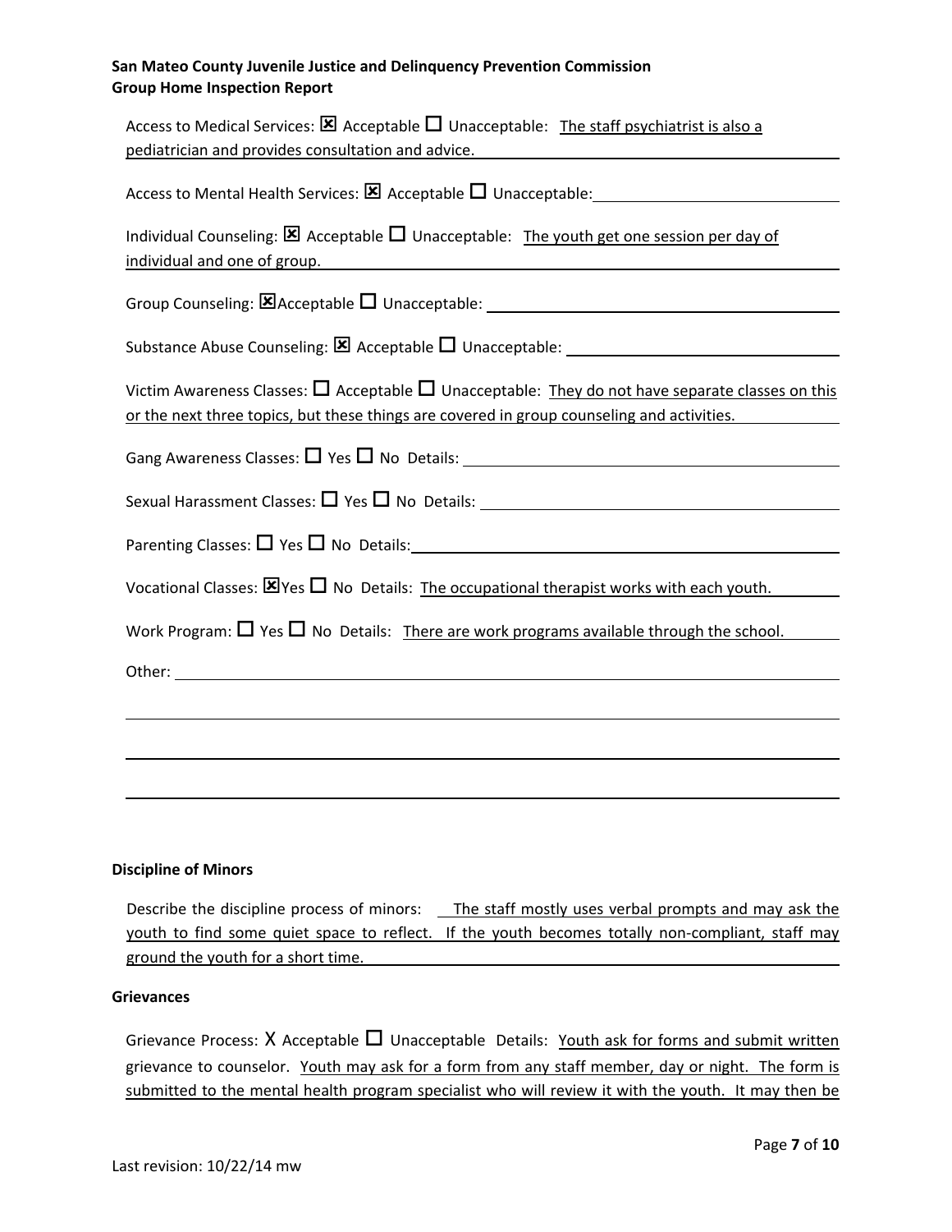Access to Medical Services: ☒ Acceptable ☐ Unacceptable: The staff psychiatrist is also a pediatrician and provides consultation and advice.

Access to Mental Health Services: ☒ Acceptable ☐ Unacceptable:

Individual Counseling: ☒ Acceptable ☐ Unacceptable: The youth get one session per day of individual and one of group.

Group Counseling: ☒ Acceptable ☐ Unacceptable:

Substance Abuse Counseling: ☒ Acceptable ☐ Unacceptable:

Victim Awareness Classes: ☐ Acceptable ☐ Unacceptable: They do not have separate classes on this or the next three topics, but these things are covered in group counseling and activities.

Gang Awareness Classes: ☐ Yes ☐ No Details:

Sexual Harassment Classes: ☐ Yes ☐ No Details:

Parenting Classes: ☐ Yes ☐ No Details:

Vocational Classes: ☒ Yes ☐ No Details: The occupational therapist works with each youth.

Work Program: ☐ Yes ☐ No Details: There are work programs available through the school.

Other:

### Discipline of Minors

Describe the discipline process of minors: The staff mostly uses verbal prompts and may ask the youth to find some quiet space to reflect. If the youth becomes totally non-compliant, staff may ground the youth for a short time.

### Grievances

Grievance Process: X Acceptable ☐ Unacceptable Details: Youth ask for forms and submit written grievance to counselor. Youth may ask for a form from any staff member, day or night. The form is submitted to the mental health program specialist who will review it with the youth. It may then be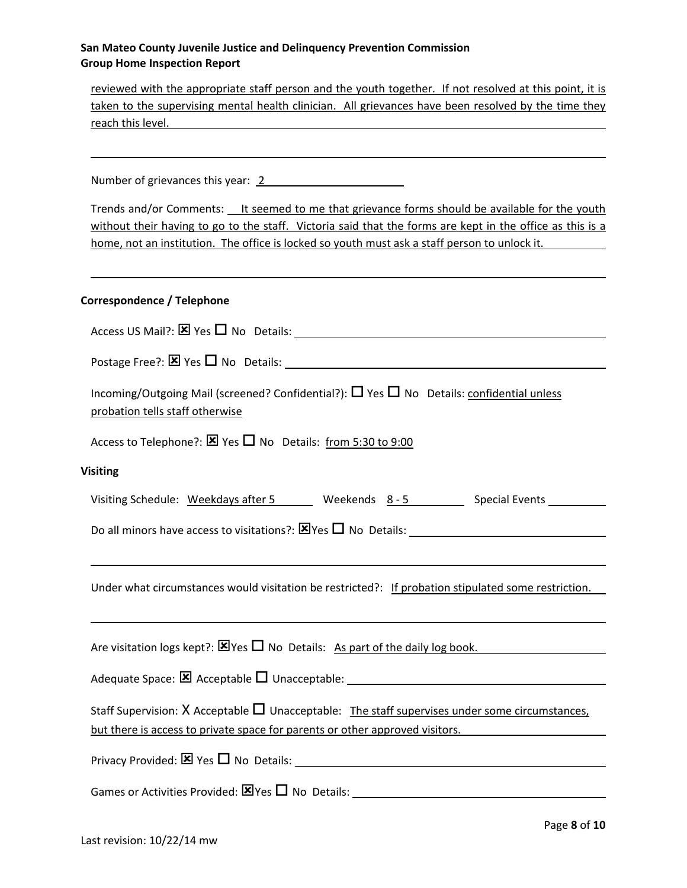reviewed with the appropriate staff person and the youth together. If not resolved at this point, it is taken to the supervising mental health clinician. All grievances have been resolved by the time they reach this level.

Number of grievances this year: 2

Trends and/or Comments: It seemed to me that grievance forms should be available for the youth without their having to go to the staff. Victoria said that the forms are kept in the office as this is a home, not an institution. The office is locked so youth must ask a staff person to unlock it.

**Correspondence / Telephone**

Access US Mail?: ☒ Yes ☐ No Details:

Postage Free?: ☒ Yes ☐ No Details:

Incoming/Outgoing Mail (screened? Confidential?): ☐ Yes ☐ No Details: confidential unless probation tells staff otherwise

Access to Telephone?: ☒ Yes ☐ No Details: from 5:30 to 9:00

**Visiting**

Visiting Schedule: Weekdays after 5 Weekends 8 - 5 Special Events

Do all minors have access to visitations?: ☒ Yes ☐ No Details:

Under what circumstances would visitation be restricted?: If probation stipulated some restriction.

Are visitation logs kept?: ☒ Yes ☐ No Details: As part of the daily log book.

Adequate Space: ☒ Acceptable ☐ Unacceptable:

Staff Supervision: X Acceptable ☐ Unacceptable: The staff supervises under some circumstances, but there is access to private space for parents or other approved visitors.

Privacy Provided: ☒ Yes ☐ No Details:

Games or Activities Provided: ☒ Yes ☐ No Details:

Last revision: 10/22/14 mw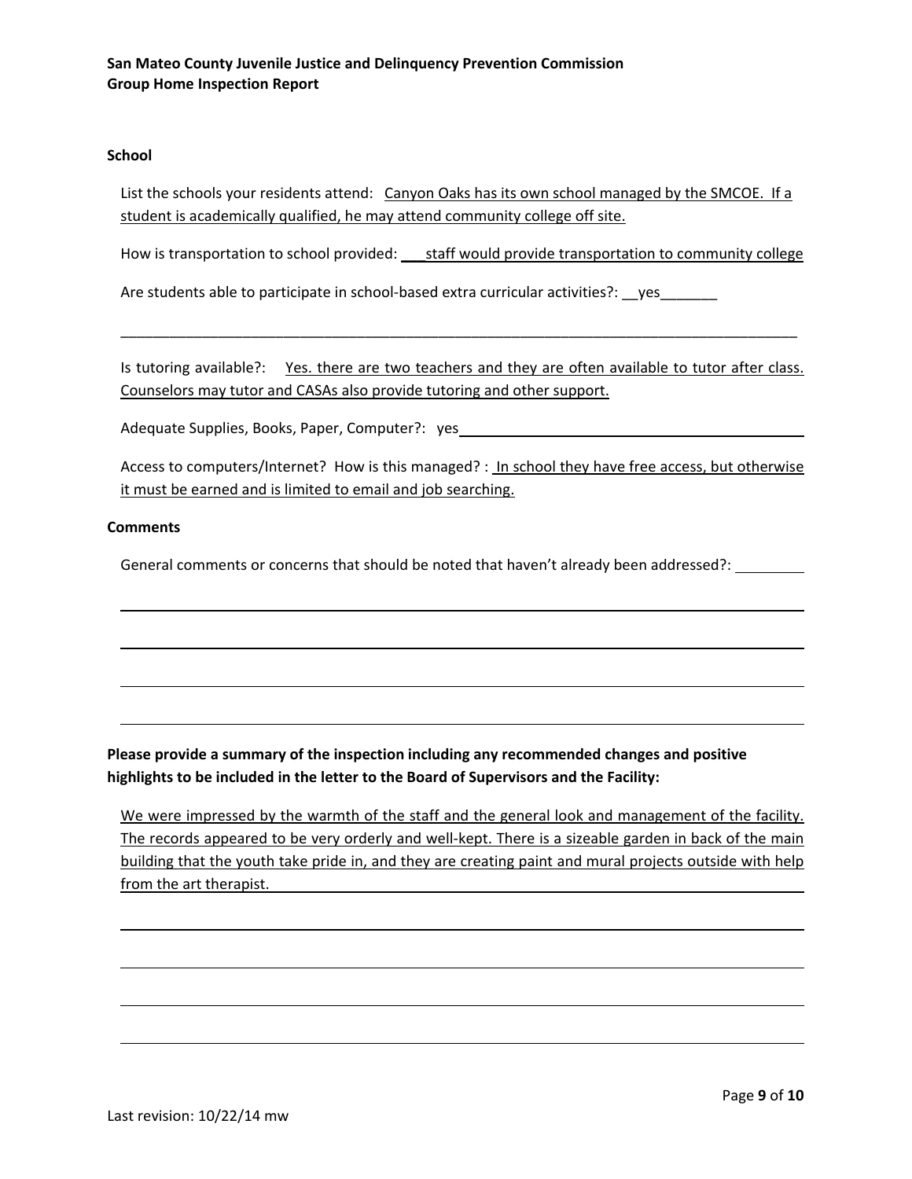**School**

List the schools your residents attend: Canyon Oaks has its own school managed by the SMCOE. If a student is academically qualified, he may attend community college off site.

How is transportation to school provided: staff would provide transportation to community college

Are students able to participate in school-based extra curricular activities?: yes

Is tutoring available?: Yes. there are two teachers and they are often available to tutor after class. Counselors may tutor and CASAs also provide tutoring and other support.

Adequate Supplies, Books, Paper, Computer?: yes

Access to computers/Internet? How is this managed? : In school they have free access, but otherwise it must be earned and is limited to email and job searching.

**Comments**

General comments or concerns that should be noted that haven't already been addressed?:

**Please provide a summary of the inspection including any recommended changes and positive highlights to be included in the letter to the Board of Supervisors and the Facility:**

We were impressed by the warmth of the staff and the general look and management of the facility. The records appeared to be very orderly and well-kept. There is a sizeable garden in back of the main building that the youth take pride in, and they are creating paint and mural projects outside with help from the art therapist.

Last revision: 10/22/14 mw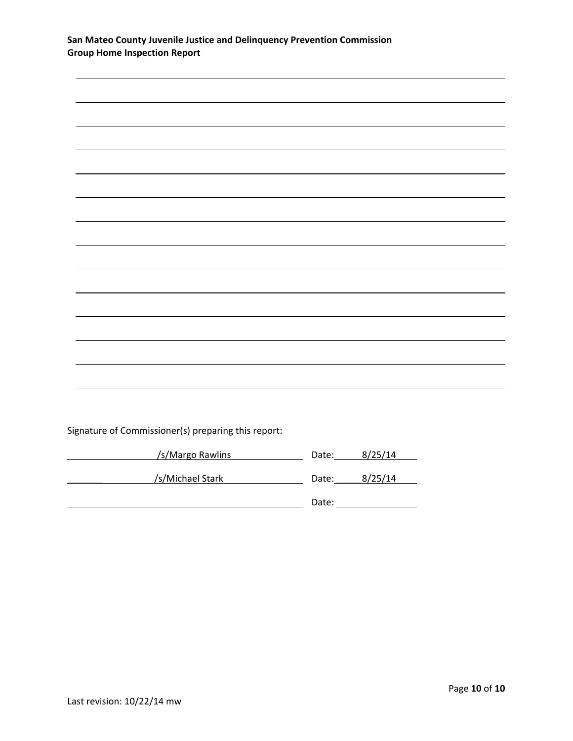Signature of Commissioner(s) preparing this report:

/s/Margo Rawlins Date: 8/25/14

/s/Michael Stark Date: 8/25/14

Date:

Last revision: 10/22/14 mw